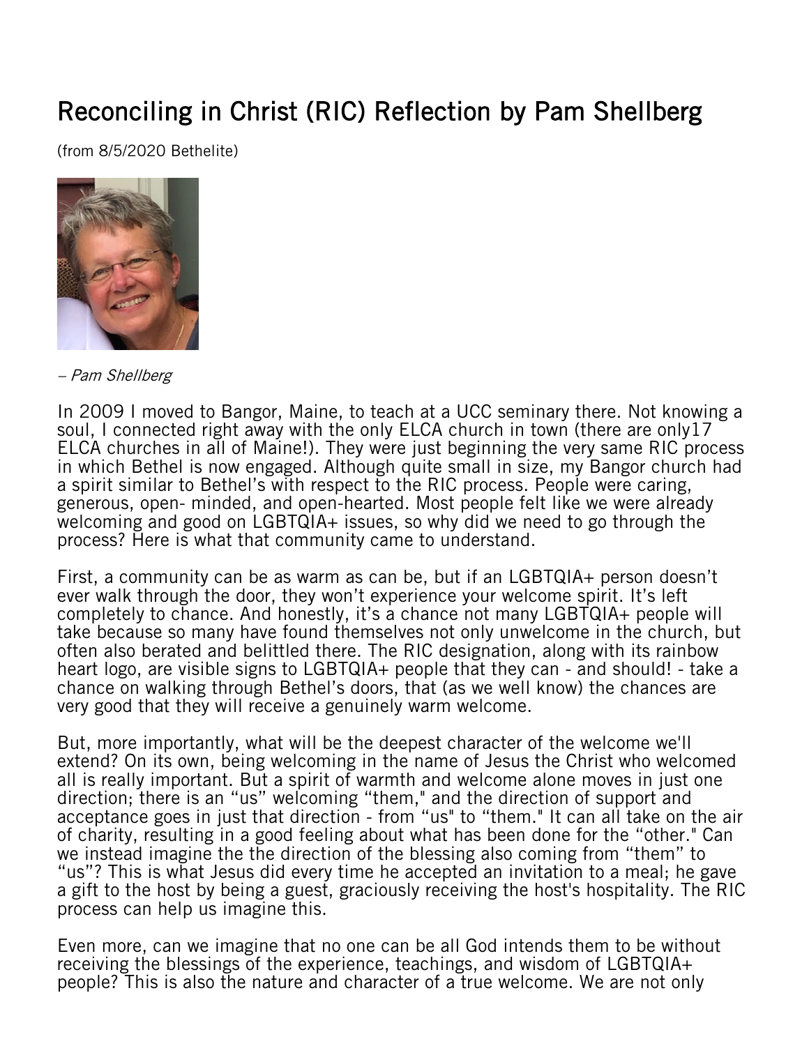# Reconciling in Christ (RIC) Reflection by Pam Shellberg

(from 8/5/2020 Bethelite)

*– Pam Shellberg*

In 2009 I moved to Bangor, Maine, to teach at a UCC seminary there. Not knowing a soul, I connected right away with the only ELCA church in town (there are only17 ELCA churches in all of Maine!). They were just beginning the very same RIC process in which Bethel is now engaged. Although quite small in size, my Bangor church had a spirit similar to Bethel's with respect to the RIC process. People were caring, generous, open- minded, and open-hearted. Most people felt like we were already welcoming and good on LGBTQIA+ issues, so why did we need to go through the process? Here is what that community came to understand.

First, a community can be as warm as can be, but if an LGBTQIA+ person doesn't ever walk through the door, they won't experience your welcome spirit. It's left completely to chance. And honestly, it's a chance not many LGBTQIA+ people will take because so many have found themselves not only unwelcome in the church, but often also berated and belittled there. The RIC designation, along with its rainbow heart logo, are visible signs to LGBTQIA+ people that they can - and should! - take a chance on walking through Bethel's doors, that (as we well know) the chances are very good that they will receive a genuinely warm welcome.

But, more importantly, what will be the deepest character of the welcome we'll extend? On its own, being welcoming in the name of Jesus the Christ who welcomed all is really important. But a spirit of warmth and welcome alone moves in just one direction; there is an "us" welcoming "them," and the direction of support and acceptance goes in just that direction - from "us" to "them." It can all take on the air of charity, resulting in a good feeling about what has been done for the "other." Can we instead imagine the the direction of the blessing also coming from "them" to "us"? This is what Jesus did every time he accepted an invitation to a meal; he gave a gift to the host by being a guest, graciously receiving the host's hospitality. The RIC process can help us imagine this.

Even more, can we imagine that no one can be all God intends them to be without receiving the blessings of the experience, teachings, and wisdom of LGBTQIA+ people? This is also the nature and character of a true welcome. We are not only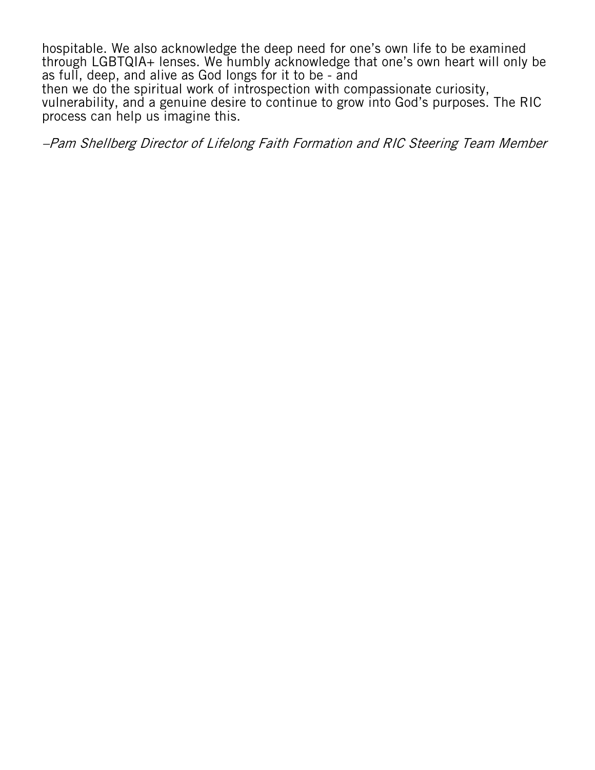hospitable. We also acknowledge the deep need for one's own life to be examined through LGBTQIA+ lenses. We humbly acknowledge that one's own heart will only be as full, deep, and alive as God longs for it to be - and
then we do the spiritual work of introspection with compassionate curiosity, vulnerability, and a genuine desire to continue to grow into God's purposes. The RIC process can help us imagine this.

*–Pam Shellberg Director of Lifelong Faith Formation and RIC Steering Team Member*